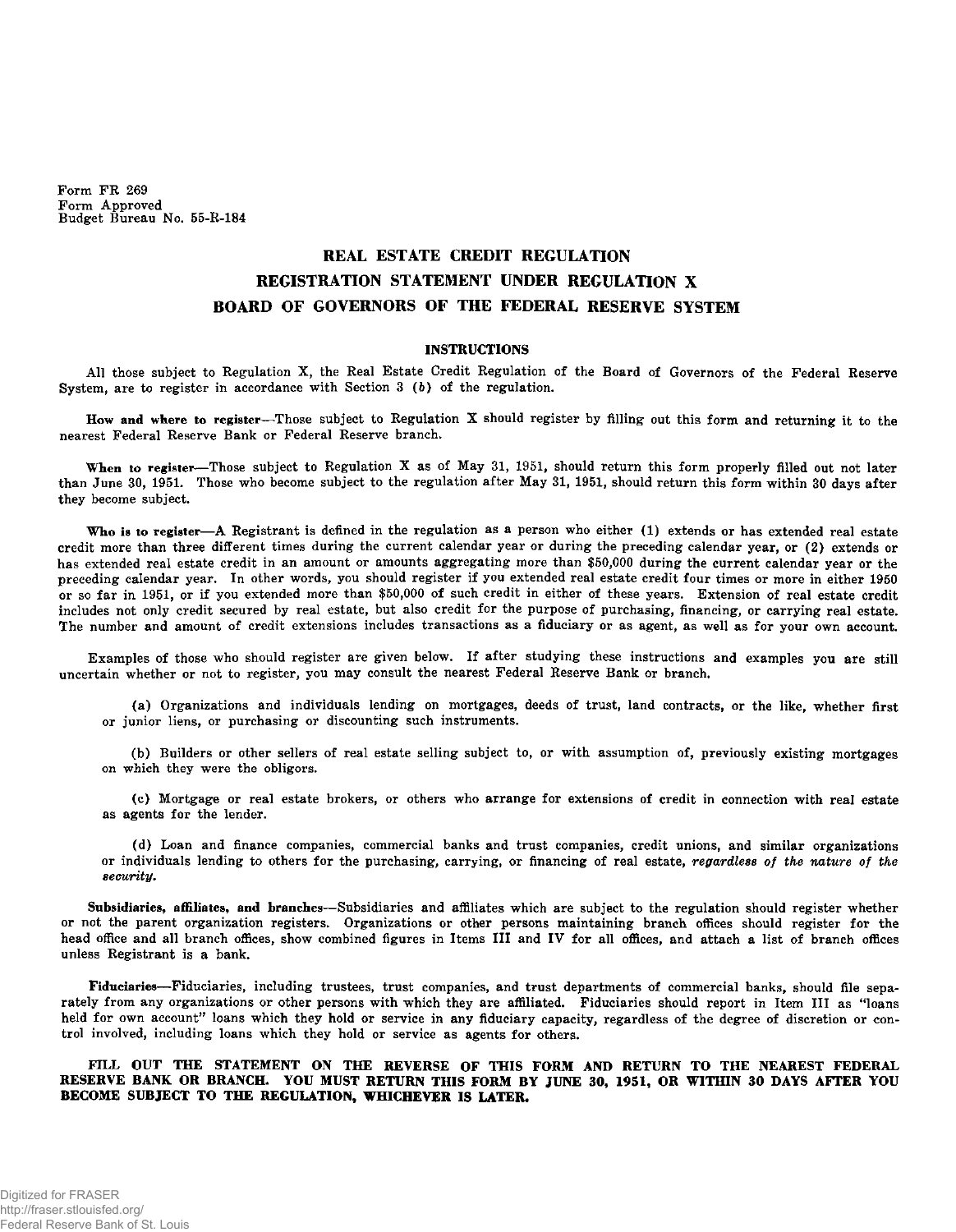Form FR 269
Form Approved
Budget Bureau No. 55-R-184

# REAL ESTATE CREDIT REGULATION
# REGISTRATION STATEMENT UNDER REGULATION X
# BOARD OF GOVERNORS OF THE FEDERAL RESERVE SYSTEM

## INSTRUCTIONS

All those subject to Regulation X, the Real Estate Credit Regulation of the Board of Governors of the Federal Reserve System, are to register in accordance with Section 3 (*b*) of the regulation.

**How and where to register**—Those subject to Regulation X should register by filling out this form and returning it to the nearest Federal Reserve Bank or Federal Reserve branch.

**When to register**—Those subject to Regulation X as of May 31, 1951, should return this form properly filled out not later than June 30, 1951. Those who become subject to the regulation after May 31, 1951, should return this form within 30 days after they become subject.

**Who is to register**—A Registrant is defined in the regulation as a person who either (1) extends or has extended real estate credit more than three different times during the current calendar year or during the preceding calendar year, or (2) extends or has extended real estate credit in an amount or amounts aggregating more than $50,000 during the current calendar year or the preceding calendar year. In other words, you should register if you extended real estate credit four times or more in either 1950 or so far in 1951, or if you extended more than $50,000 of such credit in either of these years. Extension of real estate credit includes not only credit secured by real estate, but also credit for the purpose of purchasing, financing, or carrying real estate. The number and amount of credit extensions includes transactions as a fiduciary or as agent, as well as for your own account.

Examples of those who should register are given below. If after studying these instructions and examples you are still uncertain whether or not to register, you may consult the nearest Federal Reserve Bank or branch.

(a) Organizations and individuals lending on mortgages, deeds of trust, land contracts, or the like, whether first or junior liens, or purchasing or discounting such instruments.

(b) Builders or other sellers of real estate selling subject to, or with assumption of, previously existing mortgages on which they were the obligors.

(c) Mortgage or real estate brokers, or others who arrange for extensions of credit in connection with real estate as agents for the lender.

(d) Loan and finance companies, commercial banks and trust companies, credit unions, and similar organizations or individuals lending to others for the purchasing, carrying, or financing of real estate, *regardless of the nature of the security.*

**Subsidiaries, affiliates, and branches**—Subsidiaries and affiliates which are subject to the regulation should register whether or not the parent organization registers. Organizations or other persons maintaining branch offices should register for the head office and all branch offices, show combined figures in Items III and IV for all offices, and attach a list of branch offices unless Registrant is a bank.

**Fiduciaries**—Fiduciaries, including trustees, trust companies, and trust departments of commercial banks, should file separately from any organizations or other persons with which they are affiliated. Fiduciaries should report in Item III as "loans held for own account" loans which they hold or service in any fiduciary capacity, regardless of the degree of discretion or control involved, including loans which they hold or service as agents for others.

**FILL OUT THE STATEMENT ON THE REVERSE OF THIS FORM AND RETURN TO THE NEAREST FEDERAL RESERVE BANK OR BRANCH. YOU MUST RETURN THIS FORM BY JUNE 30, 1951, OR WITHIN 30 DAYS AFTER YOU BECOME SUBJECT TO THE REGULATION, WHICHEVER IS LATER.**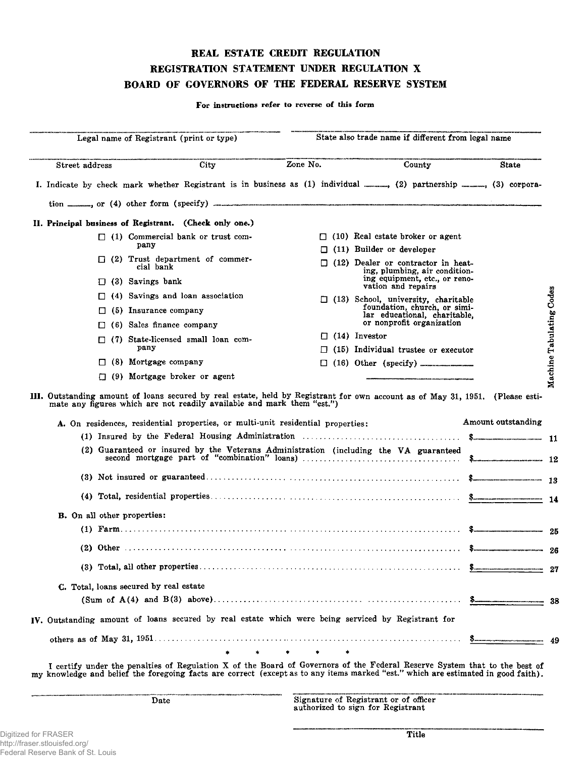# REAL ESTATE CREDIT REGULATION

## REGISTRATION STATEMENT UNDER REGULATION X

## BOARD OF GOVERNORS OF THE FEDERAL RESERVE SYSTEM

**For instructions refer to reverse of this form**

Legal name of Registrant (print or type) ______________________ State also trade name if different from legal name ______________________

Street address ______ City ______ Zone No. ______ County ______ State ______

**I.** Indicate by check mark whether Registrant is in business as (1) individual ______, (2) partnership ______, (3) corporation ______, or (4) other form (specify) ______________________

**II. Principal business of Registrant. (Check only one.)**

- ☐ (1) Commercial bank or trust company
- ☐ (2) Trust department of commercial bank
- ☐ (3) Savings bank
- ☐ (4) Savings and loan association
- ☐ (5) Insurance company
- ☐ (6) Sales finance company
- ☐ (7) State-licensed small loan company
- ☐ (8) Mortgage company
- ☐ (9) Mortgage broker or agent
- ☐ (10) Real estate broker or agent
- ☐ (11) Builder or developer
- ☐ (12) Dealer or contractor in heating, plumbing, air conditioning equipment, etc., or renovation and repairs
- ☐ (13) School, university, charitable foundation, church, or similar educational, charitable, or nonprofit organization
- ☐ (14) Investor
- ☐ (15) Individual trustee or executor
- ☐ (16) Other (specify) ______________________

Machine Tabulating Codes

**III.** Outstanding amount of loans secured by real estate, held by Registrant for own account as of May 31, 1951. (Please estimate any figures which are not readily available and mark them "est.")

| | Amount outstanding | |
|---|---|---|
| **A.** On residences, residential properties, or multi-unit residential properties: | | |
| (1) Insured by the Federal Housing Administration | $ ______ | 11 |
| (2) Guaranteed or insured by the Veterans Administration (including the VA guaranteed second mortgage part of "combination" loans) | $ ______ | 12 |
| (3) Not insured or guaranteed | $ ______ | 13 |
| (4) Total, residential properties | $ ______ | 14 |
| **B.** On all other properties: | | |
| (1) Farm | $ ______ | 25 |
| (2) Other | $ ______ | 26 |
| (3) Total, all other properties | $ ______ | 27 |
| **C.** Total, loans secured by real estate (Sum of A(4) and B(3) above) | $ ______ | 38 |

**IV.** Outstanding amount of loans secured by real estate which were being serviced by Registrant for others as of May 31, 1951 ........ $ ______ 49

\* \* \* \* \*

I certify under the penalties of Regulation X of the Board of Governors of the Federal Reserve System that to the best of my knowledge and belief the foregoing facts are correct (except as to any items marked "est." which are estimated in good faith).

Date ______________________

Signature of Registrant or of officer authorized to sign for Registrant ______________________

Title ______________________